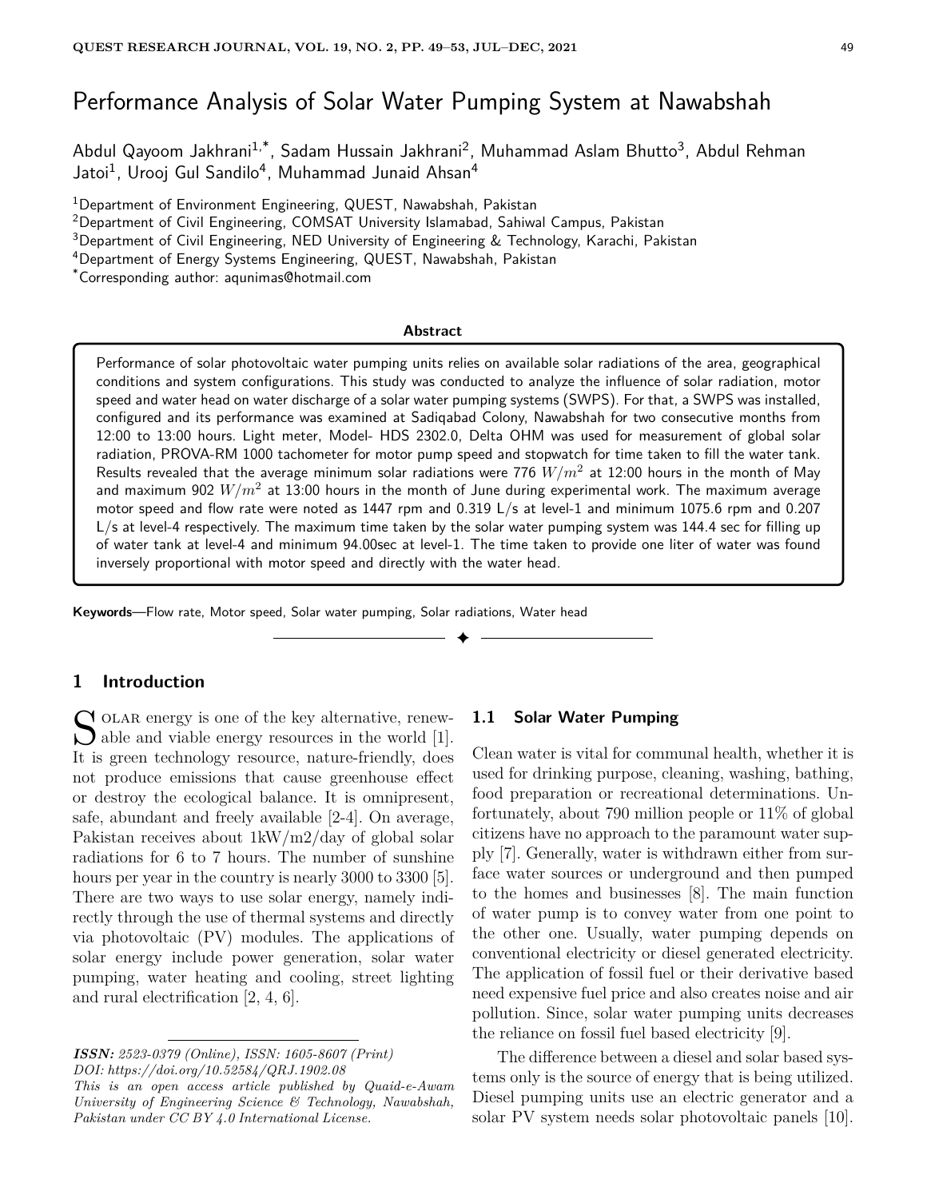# Performance Analysis of Solar Water Pumping System at Nawabshah

Abdul Qayoom Jakhrani[1,*], Sadam Hussain Jakhrani[2], Muhammad Aslam Bhutto[3], Abdul Rehman Jatoi[1], Urooj Gul Sandilo[4], Muhammad Junaid Ahsan[4]

[1]Department of Environment Engineering, QUEST, Nawabshah, Pakistan
[2]Department of Civil Engineering, COMSAT University Islamabad, Sahiwal Campus, Pakistan
[3]Department of Civil Engineering, NED University of Engineering & Technology, Karachi, Pakistan
[4]Department of Energy Systems Engineering, QUEST, Nawabshah, Pakistan
[*]Corresponding author: aqunimas@hotmail.com

**Abstract**

Performance of solar photovoltaic water pumping units relies on available solar radiations of the area, geographical conditions and system configurations. This study was conducted to analyze the influence of solar radiation, motor speed and water head on water discharge of a solar water pumping systems (SWPS). For that, a SWPS was installed, configured and its performance was examined at Sadiqabad Colony, Nawabshah for two consecutive months from 12:00 to 13:00 hours. Light meter, Model- HDS 2302.0, Delta OHM was used for measurement of global solar radiation, PROVA-RM 1000 tachometer for motor pump speed and stopwatch for time taken to fill the water tank. Results revealed that the average minimum solar radiations were 776 $W/m^2$ at 12:00 hours in the month of May and maximum 902 $W/m^2$ at 13:00 hours in the month of June during experimental work. The maximum average motor speed and flow rate were noted as 1447 rpm and 0.319 L/s at level-1 and minimum 1075.6 rpm and 0.207 L/s at level-4 respectively. The maximum time taken by the solar water pumping system was 144.4 sec for filling up of water tank at level-4 and minimum 94.00sec at level-1. The time taken to provide one liter of water was found inversely proportional with motor speed and directly with the water head.

**Keywords**—Flow rate, Motor speed, Solar water pumping, Solar radiations, Water head

## 1 Introduction

Solar energy is one of the key alternative, renewable and viable energy resources in the world [1]. It is green technology resource, nature-friendly, does not produce emissions that cause greenhouse effect or destroy the ecological balance. It is omnipresent, safe, abundant and freely available [2-4]. On average, Pakistan receives about 1kW/m2/day of global solar radiations for 6 to 7 hours. The number of sunshine hours per year in the country is nearly 3000 to 3300 [5]. There are two ways to use solar energy, namely indirectly through the use of thermal systems and directly via photovoltaic (PV) modules. The applications of solar energy include power generation, solar water pumping, water heating and cooling, street lighting and rural electrification [2, 4, 6].

*ISSN: 2523-0379 (Online), ISSN: 1605-8607 (Print)*
*DOI: https://doi.org/10.52584/QRJ.1902.08*
*This is an open access article published by Quaid-e-Awam University of Engineering Science & Technology, Nawabshah, Pakistan under CC BY 4.0 International License.*

### 1.1 Solar Water Pumping

Clean water is vital for communal health, whether it is used for drinking purpose, cleaning, washing, bathing, food preparation or recreational determinations. Unfortunately, about 790 million people or 11% of global citizens have no approach to the paramount water supply [7]. Generally, water is withdrawn either from surface water sources or underground and then pumped to the homes and businesses [8]. The main function of water pump is to convey water from one point to the other one. Usually, water pumping depends on conventional electricity or diesel generated electricity. The application of fossil fuel or their derivative based need expensive fuel price and also creates noise and air pollution. Since, solar water pumping units decreases the reliance on fossil fuel based electricity [9].

The difference between a diesel and solar based systems only is the source of energy that is being utilized. Diesel pumping units use an electric generator and a solar PV system needs solar photovoltaic panels [10].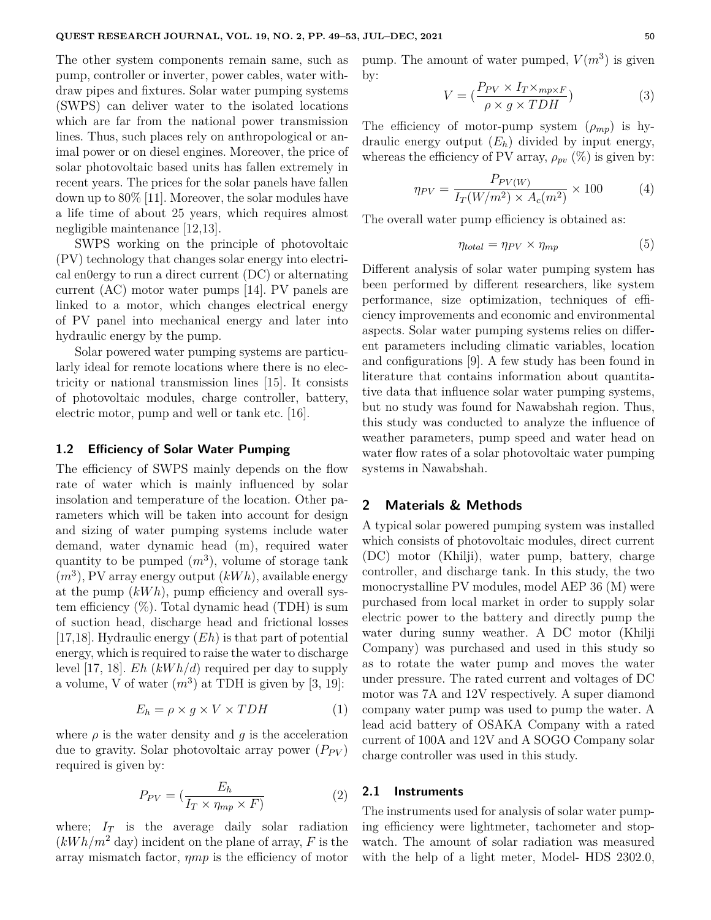The other system components remain same, such as pump, controller or inverter, power cables, water withdraw pipes and fixtures. Solar water pumping systems (SWPS) can deliver water to the isolated locations which are far from the national power transmission lines. Thus, such places rely on anthropological or animal power or on diesel engines. Moreover, the price of solar photovoltaic based units has fallen extremely in recent years. The prices for the solar panels have fallen down up to 80% [11]. Moreover, the solar modules have a life time of about 25 years, which requires almost negligible maintenance [12,13].

SWPS working on the principle of photovoltaic (PV) technology that changes solar energy into electrical en0ergy to run a direct current (DC) or alternating current (AC) motor water pumps [14]. PV panels are linked to a motor, which changes electrical energy of PV panel into mechanical energy and later into hydraulic energy by the pump.

Solar powered water pumping systems are particularly ideal for remote locations where there is no electricity or national transmission lines [15]. It consists of photovoltaic modules, charge controller, battery, electric motor, pump and well or tank etc. [16].

### 1.2 Efficiency of Solar Water Pumping

The efficiency of SWPS mainly depends on the flow rate of water which is mainly influenced by solar insolation and temperature of the location. Other parameters which will be taken into account for design and sizing of water pumping systems include water demand, water dynamic head (m), required water quantity to be pumped ($m^3$), volume of storage tank ($m^3$), PV array energy output ($kWh$), available energy at the pump ($kWh$), pump efficiency and overall system efficiency (%). Total dynamic head (TDH) is sum of suction head, discharge head and frictional losses [17,18]. Hydraulic energy ($Eh$) is that part of potential energy, which is required to raise the water to discharge level [17, 18]. $Eh$ ($kWh/d$) required per day to supply a volume, V of water ($m^3$) at TDH is given by [3, 19]:

$$E_h = \rho \times g \times V \times TDH \tag{1}$$

where $\rho$ is the water density and $g$ is the acceleration due to gravity. Solar photovoltaic array power ($P_{PV}$) required is given by:

$$P_{PV} = (\frac{E_h}{I_T \times \eta_{mp} \times F}) \tag{2}$$

where; $I_T$ is the average daily solar radiation ($kWh/m^2$ day) incident on the plane of array, $F$ is the array mismatch factor, $\eta mp$ is the efficiency of motor pump. The amount of water pumped, $V(m^3)$ is given by:

$$V = (\frac{P_{PV} \times I_T \times_{mp \times F}}{\rho \times g \times TDH}) \tag{3}$$

The efficiency of motor-pump system ($\rho_{mp}$) is hydraulic energy output ($E_h$) divided by input energy, whereas the efficiency of PV array, $\rho_{pv}$ (%) is given by:

$$\eta_{PV} = \frac{P_{PV(W)}}{I_T(W/m^2) \times A_c(m^2)} \times 100 \tag{4}$$

The overall water pump efficiency is obtained as:

$$\eta_{total} = \eta_{PV} \times \eta_{mp} \tag{5}$$

Different analysis of solar water pumping system has been performed by different researchers, like system performance, size optimization, techniques of efficiency improvements and economic and environmental aspects. Solar water pumping systems relies on different parameters including climatic variables, location and configurations [9]. A few study has been found in literature that contains information about quantitative data that influence solar water pumping systems, but no study was found for Nawabshah region. Thus, this study was conducted to analyze the influence of weather parameters, pump speed and water head on water flow rates of a solar photovoltaic water pumping systems in Nawabshah.

## 2 Materials & Methods

A typical solar powered pumping system was installed which consists of photovoltaic modules, direct current (DC) motor (Khilji), water pump, battery, charge controller, and discharge tank. In this study, the two monocrystalline PV modules, model AEP 36 (M) were purchased from local market in order to supply solar electric power to the battery and directly pump the water during sunny weather. A DC motor (Khilji Company) was purchased and used in this study so as to rotate the water pump and moves the water under pressure. The rated current and voltages of DC motor was 7A and 12V respectively. A super diamond company water pump was used to pump the water. A lead acid battery of OSAKA Company with a rated current of 100A and 12V and A SOGO Company solar charge controller was used in this study.

### 2.1 Instruments

The instruments used for analysis of solar water pumping efficiency were lightmeter, tachometer and stopwatch. The amount of solar radiation was measured with the help of a light meter, Model- HDS 2302.0,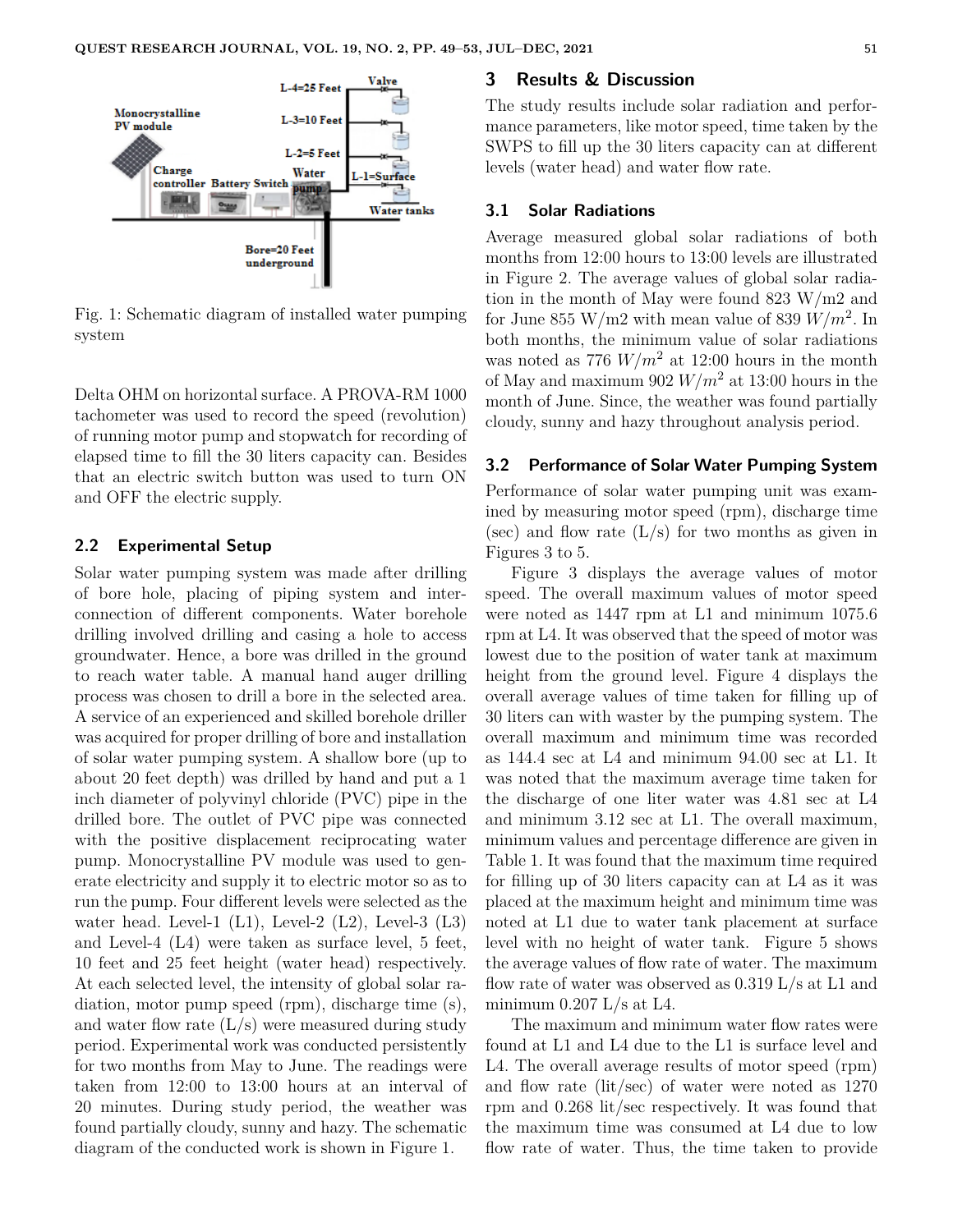Fig. 1: Schematic diagram of installed water pumping system

Delta OHM on horizontal surface. A PROVA-RM 1000 tachometer was used to record the speed (revolution) of running motor pump and stopwatch for recording of elapsed time to fill the 30 liters capacity can. Besides that an electric switch button was used to turn ON and OFF the electric supply.

### 2.2 Experimental Setup

Solar water pumping system was made after drilling of bore hole, placing of piping system and interconnection of different components. Water borehole drilling involved drilling and casing a hole to access groundwater. Hence, a bore was drilled in the ground to reach water table. A manual hand auger drilling process was chosen to drill a bore in the selected area. A service of an experienced and skilled borehole driller was acquired for proper drilling of bore and installation of solar water pumping system. A shallow bore (up to about 20 feet depth) was drilled by hand and put a 1 inch diameter of polyvinyl chloride (PVC) pipe in the drilled bore. The outlet of PVC pipe was connected with the positive displacement reciprocating water pump. Monocrystalline PV module was used to generate electricity and supply it to electric motor so as to run the pump. Four different levels were selected as the water head. Level-1 (L1), Level-2 (L2), Level-3 (L3) and Level-4 (L4) were taken as surface level, 5 feet, 10 feet and 25 feet height (water head) respectively. At each selected level, the intensity of global solar radiation, motor pump speed (rpm), discharge time (s), and water flow rate (L/s) were measured during study period. Experimental work was conducted persistently for two months from May to June. The readings were taken from 12:00 to 13:00 hours at an interval of 20 minutes. During study period, the weather was found partially cloudy, sunny and hazy. The schematic diagram of the conducted work is shown in Figure 1.

## 3 Results & Discussion

The study results include solar radiation and performance parameters, like motor speed, time taken by the SWPS to fill up the 30 liters capacity can at different levels (water head) and water flow rate.

### 3.1 Solar Radiations

Average measured global solar radiations of both months from 12:00 hours to 13:00 levels are illustrated in Figure 2. The average values of global solar radiation in the month of May were found 823 W/m2 and for June 855 W/m2 with mean value of 839 $W/m^2$. In both months, the minimum value of solar radiations was noted as 776 $W/m^2$ at 12:00 hours in the month of May and maximum 902 $W/m^2$ at 13:00 hours in the month of June. Since, the weather was found partially cloudy, sunny and hazy throughout analysis period.

### 3.2 Performance of Solar Water Pumping System

Performance of solar water pumping unit was examined by measuring motor speed (rpm), discharge time (sec) and flow rate (L/s) for two months as given in Figures 3 to 5.

Figure 3 displays the average values of motor speed. The overall maximum values of motor speed were noted as 1447 rpm at L1 and minimum 1075.6 rpm at L4. It was observed that the speed of motor was lowest due to the position of water tank at maximum height from the ground level. Figure 4 displays the overall average values of time taken for filling up of 30 liters can with waster by the pumping system. The overall maximum and minimum time was recorded as 144.4 sec at L4 and minimum 94.00 sec at L1. It was noted that the maximum average time taken for the discharge of one liter water was 4.81 sec at L4 and minimum 3.12 sec at L1. The overall maximum, minimum values and percentage difference are given in Table 1. It was found that the maximum time required for filling up of 30 liters capacity can at L4 as it was placed at the maximum height and minimum time was noted at L1 due to water tank placement at surface level with no height of water tank. Figure 5 shows the average values of flow rate of water. The maximum flow rate of water was observed as 0.319 L/s at L1 and minimum 0.207 L/s at L4.

The maximum and minimum water flow rates were found at L1 and L4 due to the L1 is surface level and L4. The overall average results of motor speed (rpm) and flow rate (lit/sec) of water were noted as 1270 rpm and 0.268 lit/sec respectively. It was found that the maximum time was consumed at L4 due to low flow rate of water. Thus, the time taken to provide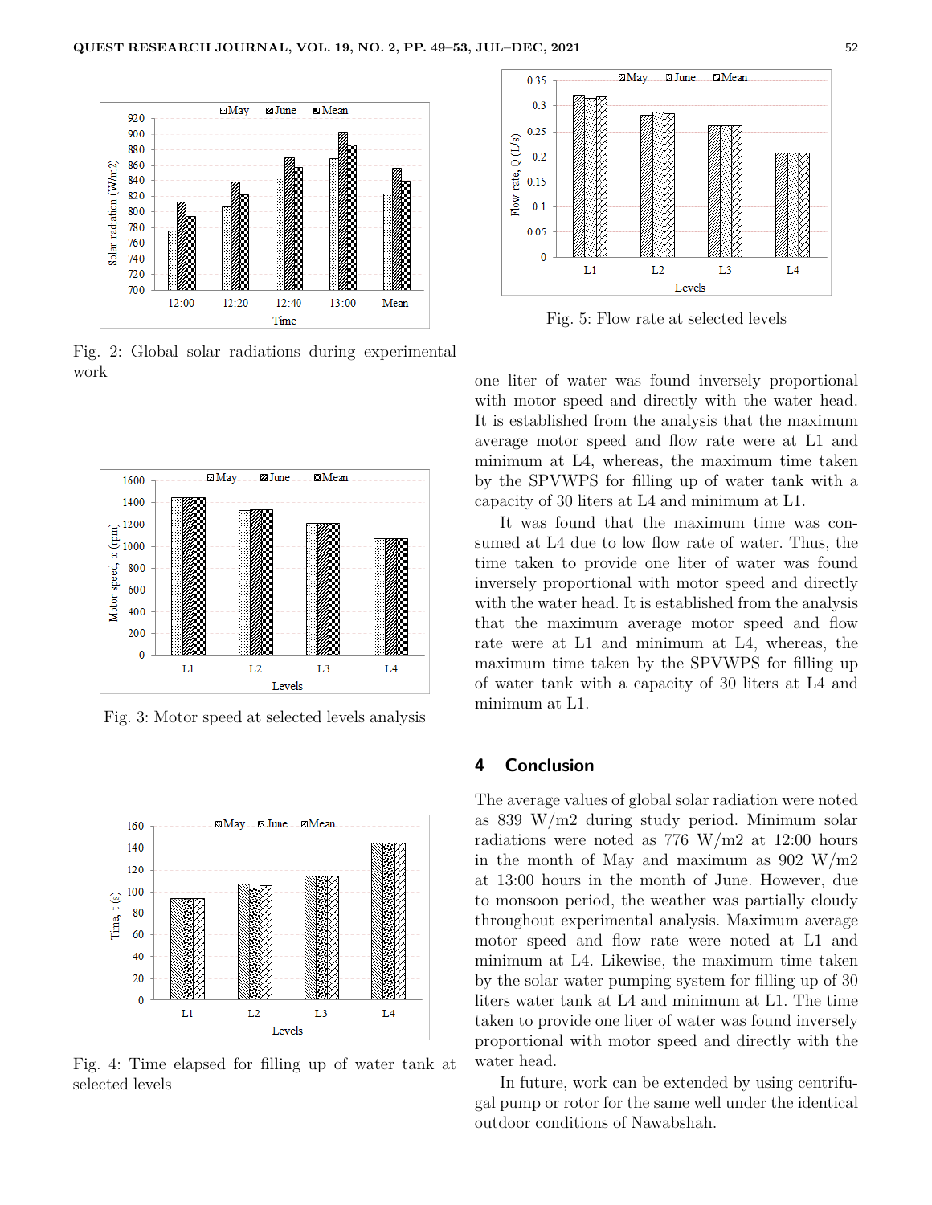Fig. 2: Global solar radiations during experimental work

Fig. 3: Motor speed at selected levels analysis

Fig. 4: Time elapsed for filling up of water tank at selected levels

Fig. 5: Flow rate at selected levels

one liter of water was found inversely proportional with motor speed and directly with the water head. It is established from the analysis that the maximum average motor speed and flow rate were at L1 and minimum at L4, whereas, the maximum time taken by the SPVWPS for filling up of water tank with a capacity of 30 liters at L4 and minimum at L1.

It was found that the maximum time was consumed at L4 due to low flow rate of water. Thus, the time taken to provide one liter of water was found inversely proportional with motor speed and directly with the water head. It is established from the analysis that the maximum average motor speed and flow rate were at L1 and minimum at L4, whereas, the maximum time taken by the SPVWPS for filling up of water tank with a capacity of 30 liters at L4 and minimum at L1.

## 4 Conclusion

The average values of global solar radiation were noted as 839 W/m2 during study period. Minimum solar radiations were noted as 776 W/m2 at 12:00 hours in the month of May and maximum as 902 W/m2 at 13:00 hours in the month of June. However, due to monsoon period, the weather was partially cloudy throughout experimental analysis. Maximum average motor speed and flow rate were noted at L1 and minimum at L4. Likewise, the maximum time taken by the solar water pumping system for filling up of 30 liters water tank at L4 and minimum at L1. The time taken to provide one liter of water was found inversely proportional with motor speed and directly with the water head.

In future, work can be extended by using centrifugal pump or rotor for the same well under the identical outdoor conditions of Nawabshah.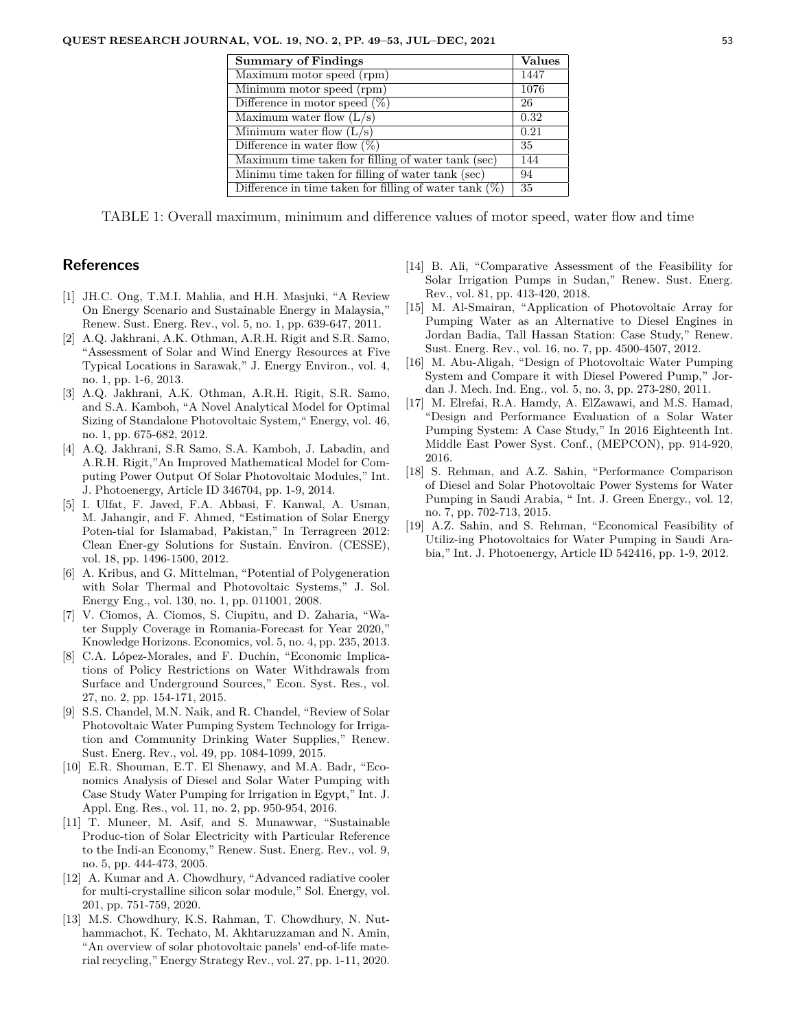| Summary of Findings | Values |
|---|---|
| Maximum motor speed (rpm) | 1447 |
| Minimum motor speed (rpm) | 1076 |
| Difference in motor speed (%) | 26 |
| Maximum water flow (L/s) | 0.32 |
| Minimum water flow (L/s) | 0.21 |
| Difference in water flow (%) | 35 |
| Maximum time taken for filling of water tank (sec) | 144 |
| Minimu time taken for filling of water tank (sec) | 94 |
| Difference in time taken for filling of water tank (%) | 35 |

TABLE 1: Overall maximum, minimum and difference values of motor speed, water flow and time

## References

[1] JH.C. Ong, T.M.I. Mahlia, and H.H. Masjuki, "A Review On Energy Scenario and Sustainable Energy in Malaysia," Renew. Sust. Energ. Rev., vol. 5, no. 1, pp. 639-647, 2011.

[2] A.Q. Jakhrani, A.K. Othman, A.R.H. Rigit and S.R. Samo, "Assessment of Solar and Wind Energy Resources at Five Typical Locations in Sarawak," J. Energy Environ., vol. 4, no. 1, pp. 1-6, 2013.

[3] A.Q. Jakhrani, A.K. Othman, A.R.H. Rigit, S.R. Samo, and S.A. Kamboh, "A Novel Analytical Model for Optimal Sizing of Standalone Photovoltaic System," Energy, vol. 46, no. 1, pp. 675-682, 2012.

[4] A.Q. Jakhrani, S.R Samo, S.A. Kamboh, J. Labadin, and A.R.H. Rigit,"An Improved Mathematical Model for Computing Power Output Of Solar Photovoltaic Modules," Int. J. Photoenergy, Article ID 346704, pp. 1-9, 2014.

[5] I. Ulfat, F. Javed, F.A. Abbasi, F. Kanwal, A. Usman, M. Jahangir, and F. Ahmed, "Estimation of Solar Energy Poten-tial for Islamabad, Pakistan," In Terragreen 2012: Clean Ener-gy Solutions for Sustain. Environ. (CESSE), vol. 18, pp. 1496-1500, 2012.

[6] A. Kribus, and G. Mittelman, "Potential of Polygeneration with Solar Thermal and Photovoltaic Systems," J. Sol. Energy Eng., vol. 130, no. 1, pp. 011001, 2008.

[7] V. Ciomos, A. Ciomos, S. Ciupitu, and D. Zaharia, "Water Supply Coverage in Romania-Forecast for Year 2020," Knowledge Horizons. Economics, vol. 5, no. 4, pp. 235, 2013.

[8] C.A. López-Morales, and F. Duchin, "Economic Implications of Policy Restrictions on Water Withdrawals from Surface and Underground Sources," Econ. Syst. Res., vol. 27, no. 2, pp. 154-171, 2015.

[9] S.S. Chandel, M.N. Naik, and R. Chandel, "Review of Solar Photovoltaic Water Pumping System Technology for Irrigation and Community Drinking Water Supplies," Renew. Sust. Energ. Rev., vol. 49, pp. 1084-1099, 2015.

[10] E.R. Shouman, E.T. El Shenawy, and M.A. Badr, "Economics Analysis of Diesel and Solar Water Pumping with Case Study Water Pumping for Irrigation in Egypt," Int. J. Appl. Eng. Res., vol. 11, no. 2, pp. 950-954, 2016.

[11] T. Muneer, M. Asif, and S. Munawwar, "Sustainable Produc-tion of Solar Electricity with Particular Reference to the Indi-an Economy," Renew. Sust. Energ. Rev., vol. 9, no. 5, pp. 444-473, 2005.

[12] A. Kumar and A. Chowdhury, "Advanced radiative cooler for multi-crystalline silicon solar module," Sol. Energy, vol. 201, pp. 751-759, 2020.

[13] M.S. Chowdhury, K.S. Rahman, T. Chowdhury, N. Nuthammachot, K. Techato, M. Akhtaruzzaman and N. Amin, "An overview of solar photovoltaic panels' end-of-life material recycling," Energy Strategy Rev., vol. 27, pp. 1-11, 2020.

[14] B. Ali, "Comparative Assessment of the Feasibility for Solar Irrigation Pumps in Sudan," Renew. Sust. Energ. Rev., vol. 81, pp. 413-420, 2018.

[15] M. Al-Smairan, "Application of Photovoltaic Array for Pumping Water as an Alternative to Diesel Engines in Jordan Badia, Tall Hassan Station: Case Study," Renew. Sust. Energ. Rev., vol. 16, no. 7, pp. 4500-4507, 2012.

[16] M. Abu-Aligah, "Design of Photovoltaic Water Pumping System and Compare it with Diesel Powered Pump," Jordan J. Mech. Ind. Eng., vol. 5, no. 3, pp. 273-280, 2011.

[17] M. Elrefai, R.A. Hamdy, A. ElZawawi, and M.S. Hamad, "Design and Performance Evaluation of a Solar Water Pumping System: A Case Study," In 2016 Eighteenth Int. Middle East Power Syst. Conf., (MEPCON), pp. 914-920, 2016.

[18] S. Rehman, and A.Z. Sahin, "Performance Comparison of Diesel and Solar Photovoltaic Power Systems for Water Pumping in Saudi Arabia, " Int. J. Green Energy., vol. 12, no. 7, pp. 702-713, 2015.

[19] A.Z. Sahin, and S. Rehman, "Economical Feasibility of Utiliz-ing Photovoltaics for Water Pumping in Saudi Arabia," Int. J. Photoenergy, Article ID 542416, pp. 1-9, 2012.